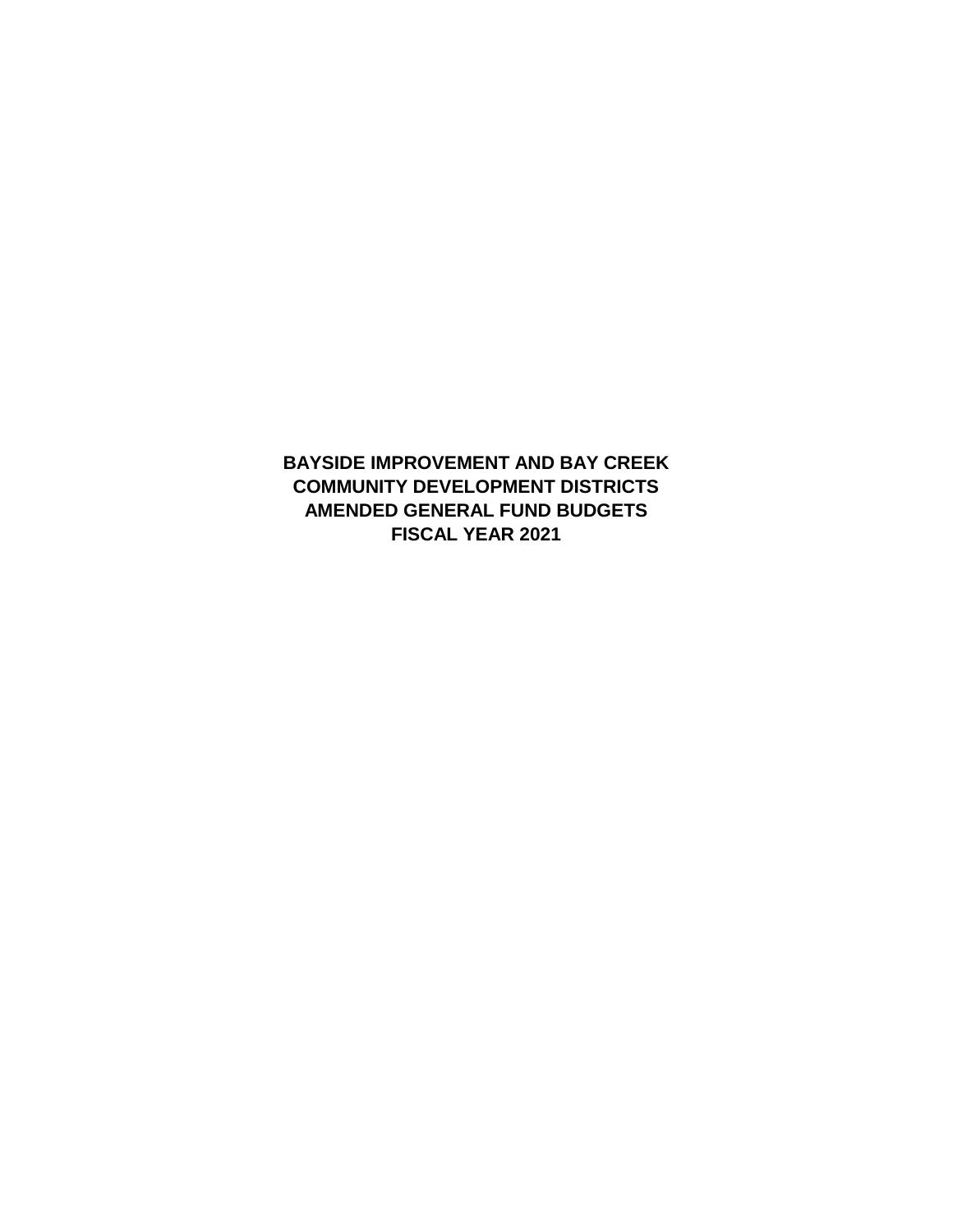# BAYSIDE IMPROVEMENT AND BAY CREEK COMMUNITY DEVELOPMENT DISTRICTS AMENDED GENERAL FUND BUDGETS FISCAL YEAR 2021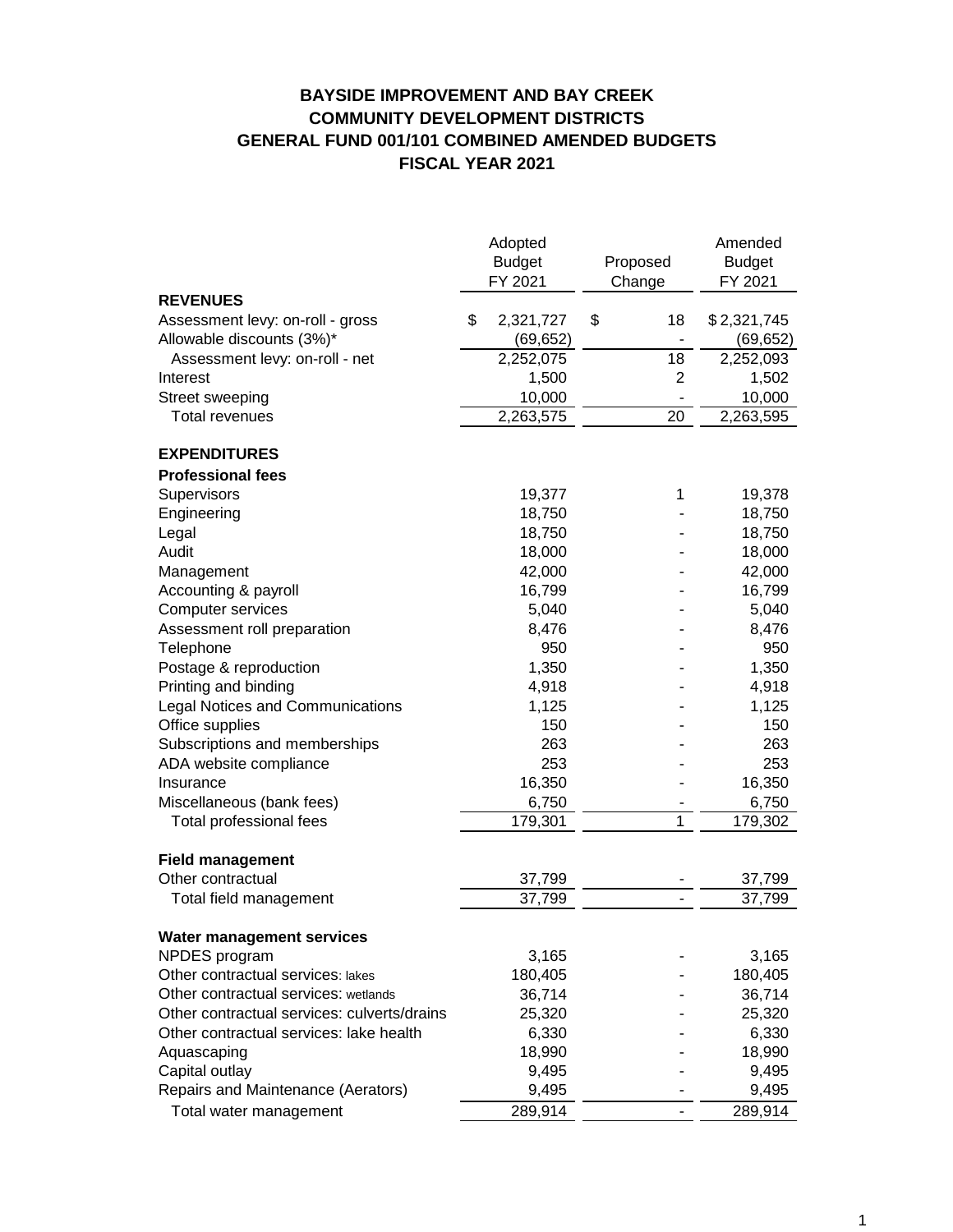# BAYSIDE IMPROVEMENT AND BAY CREEK
# COMMUNITY DEVELOPMENT DISTRICTS
# GENERAL FUND 001/101 COMBINED AMENDED BUDGETS
# FISCAL YEAR 2021

| | Adopted Budget FY 2021 | Proposed Change | Amended Budget FY 2021 |
|---|---|---|---|
| **REVENUES** | | | |
| Assessment levy: on-roll - gross | $ 2,321,727 | $ 18 | $ 2,321,745 |
| Allowable discounts (3%)* | (69,652) | - | (69,652) |
| Assessment levy: on-roll - net | 2,252,075 | 18 | 2,252,093 |
| Interest | 1,500 | 2 | 1,502 |
| Street sweeping | 10,000 | - | 10,000 |
| Total revenues | 2,263,575 | 20 | 2,263,595 |
| | | | |
| **EXPENDITURES** | | | |
| **Professional fees** | | | |
| Supervisors | 19,377 | 1 | 19,378 |
| Engineering | 18,750 | - | 18,750 |
| Legal | 18,750 | - | 18,750 |
| Audit | 18,000 | - | 18,000 |
| Management | 42,000 | - | 42,000 |
| Accounting & payroll | 16,799 | - | 16,799 |
| Computer services | 5,040 | - | 5,040 |
| Assessment roll preparation | 8,476 | - | 8,476 |
| Telephone | 950 | - | 950 |
| Postage & reproduction | 1,350 | - | 1,350 |
| Printing and binding | 4,918 | - | 4,918 |
| Legal Notices and Communications | 1,125 | - | 1,125 |
| Office supplies | 150 | - | 150 |
| Subscriptions and memberships | 263 | - | 263 |
| ADA website compliance | 253 | - | 253 |
| Insurance | 16,350 | - | 16,350 |
| Miscellaneous (bank fees) | 6,750 | - | 6,750 |
| Total professional fees | 179,301 | 1 | 179,302 |
| | | | |
| **Field management** | | | |
| Other contractual | 37,799 | - | 37,799 |
| Total field management | 37,799 | - | 37,799 |
| | | | |
| **Water management services** | | | |
| NPDES program | 3,165 | - | 3,165 |
| Other contractual services: lakes | 180,405 | - | 180,405 |
| Other contractual services: wetlands | 36,714 | - | 36,714 |
| Other contractual services: culverts/drains | 25,320 | - | 25,320 |
| Other contractual services: lake health | 6,330 | - | 6,330 |
| Aquascaping | 18,990 | - | 18,990 |
| Capital outlay | 9,495 | - | 9,495 |
| Repairs and Maintenance (Aerators) | 9,495 | - | 9,495 |
| Total water management | 289,914 | - | 289,914 |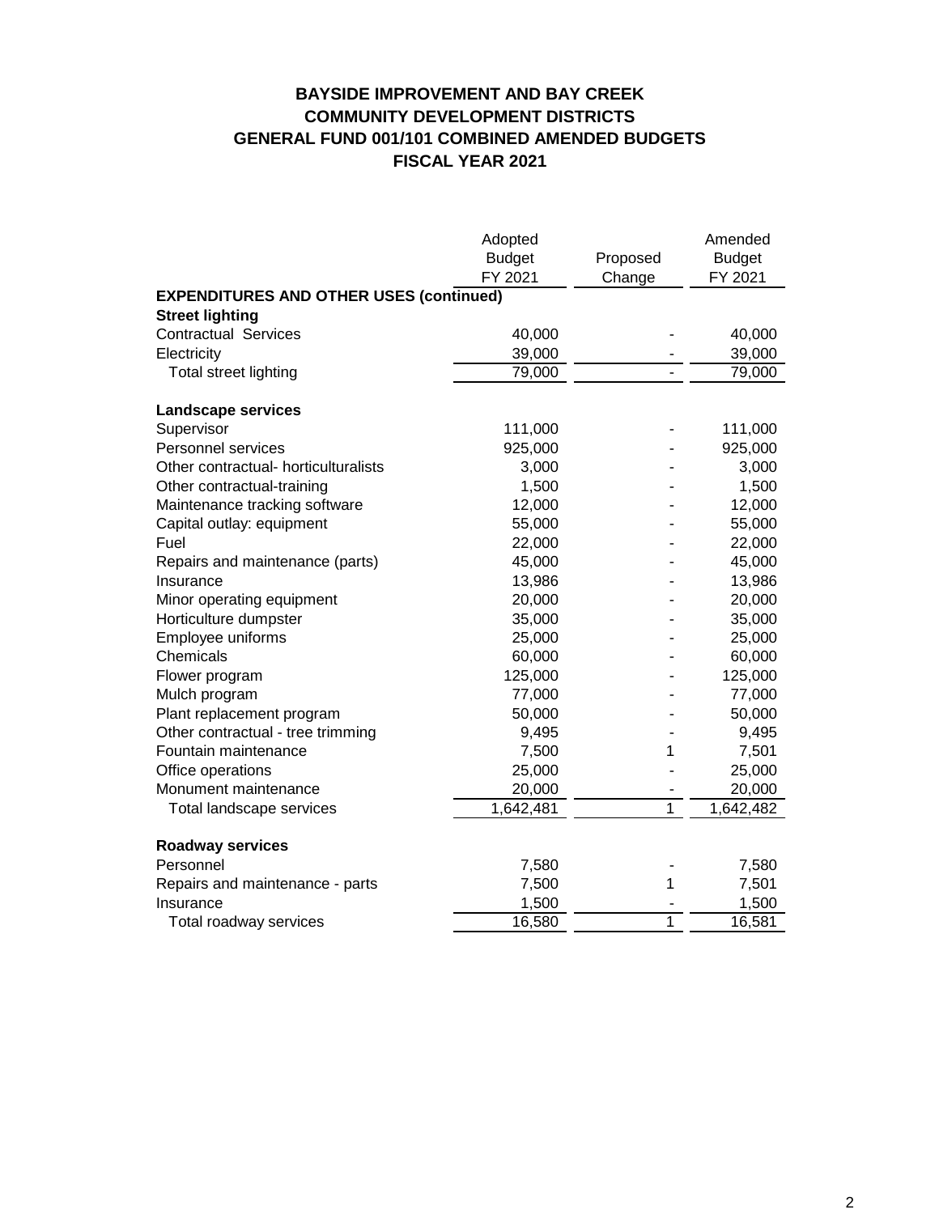**BAYSIDE IMPROVEMENT AND BAY CREEK**
**COMMUNITY DEVELOPMENT DISTRICTS**
**GENERAL FUND 001/101 COMBINED AMENDED BUDGETS**
**FISCAL YEAR 2021**

| | Adopted Budget FY 2021 | Proposed Change | Amended Budget FY 2021 |
|---|---|---|---|
| **EXPENDITURES AND OTHER USES (continued)** | | | |
| **Street lighting** | | | |
| Contractual Services | 40,000 | - | 40,000 |
| Electricity | 39,000 | - | 39,000 |
| Total street lighting | 79,000 | - | 79,000 |
| | | | |
| **Landscape services** | | | |
| Supervisor | 111,000 | - | 111,000 |
| Personnel services | 925,000 | - | 925,000 |
| Other contractual- horticulturalists | 3,000 | - | 3,000 |
| Other contractual-training | 1,500 | - | 1,500 |
| Maintenance tracking software | 12,000 | - | 12,000 |
| Capital outlay: equipment | 55,000 | - | 55,000 |
| Fuel | 22,000 | - | 22,000 |
| Repairs and maintenance (parts) | 45,000 | - | 45,000 |
| Insurance | 13,986 | - | 13,986 |
| Minor operating equipment | 20,000 | - | 20,000 |
| Horticulture dumpster | 35,000 | - | 35,000 |
| Employee uniforms | 25,000 | - | 25,000 |
| Chemicals | 60,000 | - | 60,000 |
| Flower program | 125,000 | - | 125,000 |
| Mulch program | 77,000 | - | 77,000 |
| Plant replacement program | 50,000 | - | 50,000 |
| Other contractual - tree trimming | 9,495 | - | 9,495 |
| Fountain maintenance | 7,500 | 1 | 7,501 |
| Office operations | 25,000 | - | 25,000 |
| Monument maintenance | 20,000 | - | 20,000 |
| Total landscape services | 1,642,481 | 1 | 1,642,482 |
| | | | |
| **Roadway services** | | | |
| Personnel | 7,580 | - | 7,580 |
| Repairs and maintenance - parts | 7,500 | 1 | 7,501 |
| Insurance | 1,500 | - | 1,500 |
| Total roadway services | 16,580 | 1 | 16,581 |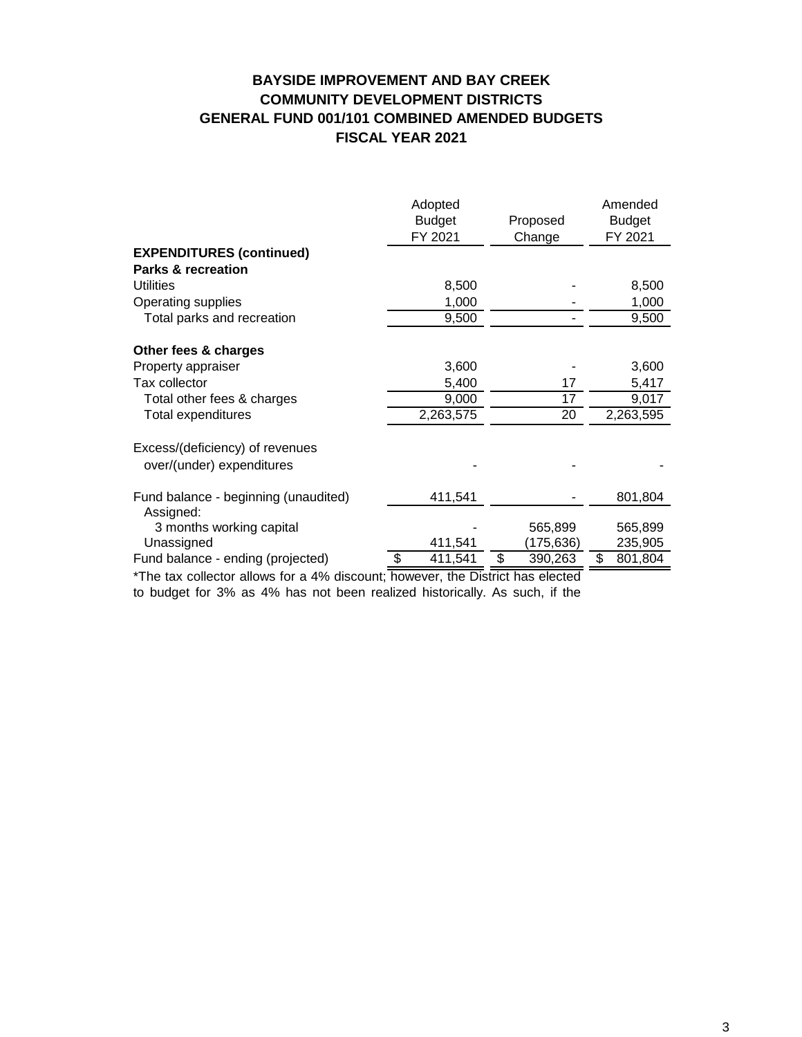# BAYSIDE IMPROVEMENT AND BAY CREEK COMMUNITY DEVELOPMENT DISTRICTS
## GENERAL FUND 001/101 COMBINED AMENDED BUDGETS
## FISCAL YEAR 2021

| | Adopted Budget FY 2021 | Proposed Change | Amended Budget FY 2021 |
|---|---|---|---|
| **EXPENDITURES (continued)** | | | |
| **Parks & recreation** | | | |
| Utilities | 8,500 | - | 8,500 |
| Operating supplies | 1,000 | - | 1,000 |
| Total parks and recreation | 9,500 | - | 9,500 |
| | | | |
| **Other fees & charges** | | | |
| Property appraiser | 3,600 | - | 3,600 |
| Tax collector | 5,400 | 17 | 5,417 |
| Total other fees & charges | 9,000 | 17 | 9,017 |
| Total expenditures | 2,263,575 | 20 | 2,263,595 |
| | | | |
| Excess/(deficiency) of revenues over/(under) expenditures | - | - | - |
| | | | |
| Fund balance - beginning (unaudited) | 411,541 | - | 801,804 |
| Assigned: | | | |
| 3 months working capital | - | 565,899 | 565,899 |
| Unassigned | 411,541 | (175,636) | 235,905 |
| Fund balance - ending (projected) | $ 411,541 | $ 390,263 | $ 801,804 |

*The tax collector allows for a 4% discount; however, the District has elected to budget for 3% as 4% has not been realized historically. As such, if the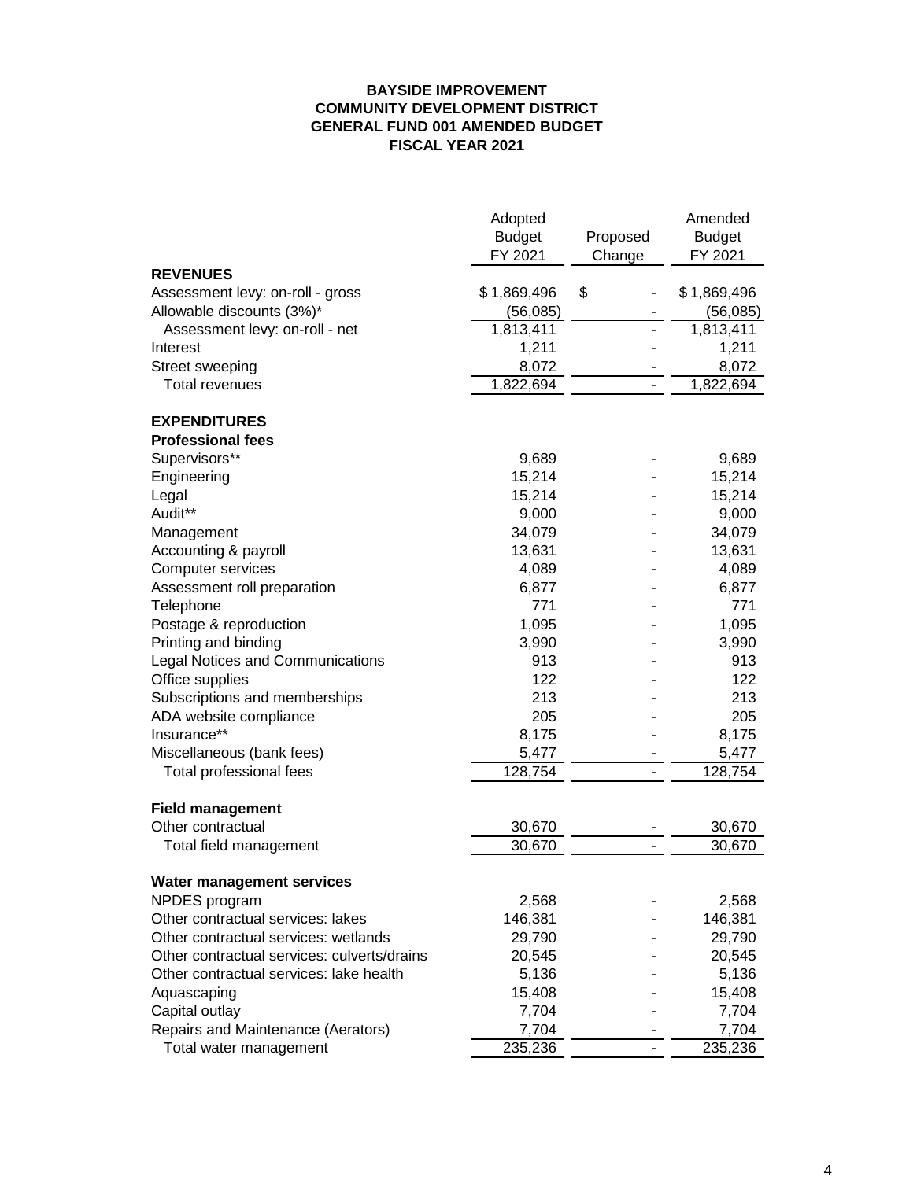**BAYSIDE IMPROVEMENT**
**COMMUNITY DEVELOPMENT DISTRICT**
**GENERAL FUND 001 AMENDED BUDGET**
**FISCAL YEAR 2021**

| | Adopted Budget FY 2021 | Proposed Change | Amended Budget FY 2021 |
|---|---|---|---|
| **REVENUES** | | | |
| Assessment levy: on-roll - gross | $ 1,869,496 | $ - | $ 1,869,496 |
| Allowable discounts (3%)* | (56,085) | - | (56,085) |
| Assessment levy: on-roll - net | 1,813,411 | - | 1,813,411 |
| Interest | 1,211 | - | 1,211 |
| Street sweeping | 8,072 | - | 8,072 |
| Total revenues | 1,822,694 | - | 1,822,694 |
| | | | |
| **EXPENDITURES** | | | |
| **Professional fees** | | | |
| Supervisors** | 9,689 | - | 9,689 |
| Engineering | 15,214 | - | 15,214 |
| Legal | 15,214 | - | 15,214 |
| Audit** | 9,000 | - | 9,000 |
| Management | 34,079 | - | 34,079 |
| Accounting & payroll | 13,631 | - | 13,631 |
| Computer services | 4,089 | - | 4,089 |
| Assessment roll preparation | 6,877 | - | 6,877 |
| Telephone | 771 | - | 771 |
| Postage & reproduction | 1,095 | - | 1,095 |
| Printing and binding | 3,990 | - | 3,990 |
| Legal Notices and Communications | 913 | - | 913 |
| Office supplies | 122 | - | 122 |
| Subscriptions and memberships | 213 | - | 213 |
| ADA website compliance | 205 | - | 205 |
| Insurance** | 8,175 | - | 8,175 |
| Miscellaneous (bank fees) | 5,477 | - | 5,477 |
| Total professional fees | 128,754 | - | 128,754 |
| | | | |
| **Field management** | | | |
| Other contractual | 30,670 | - | 30,670 |
| Total field management | 30,670 | - | 30,670 |
| | | | |
| **Water management services** | | | |
| NPDES program | 2,568 | - | 2,568 |
| Other contractual services: lakes | 146,381 | - | 146,381 |
| Other contractual services: wetlands | 29,790 | - | 29,790 |
| Other contractual services: culverts/drains | 20,545 | - | 20,545 |
| Other contractual services: lake health | 5,136 | - | 5,136 |
| Aquascaping | 15,408 | - | 15,408 |
| Capital outlay | 7,704 | - | 7,704 |
| Repairs and Maintenance (Aerators) | 7,704 | - | 7,704 |
| Total water management | 235,236 | - | 235,236 |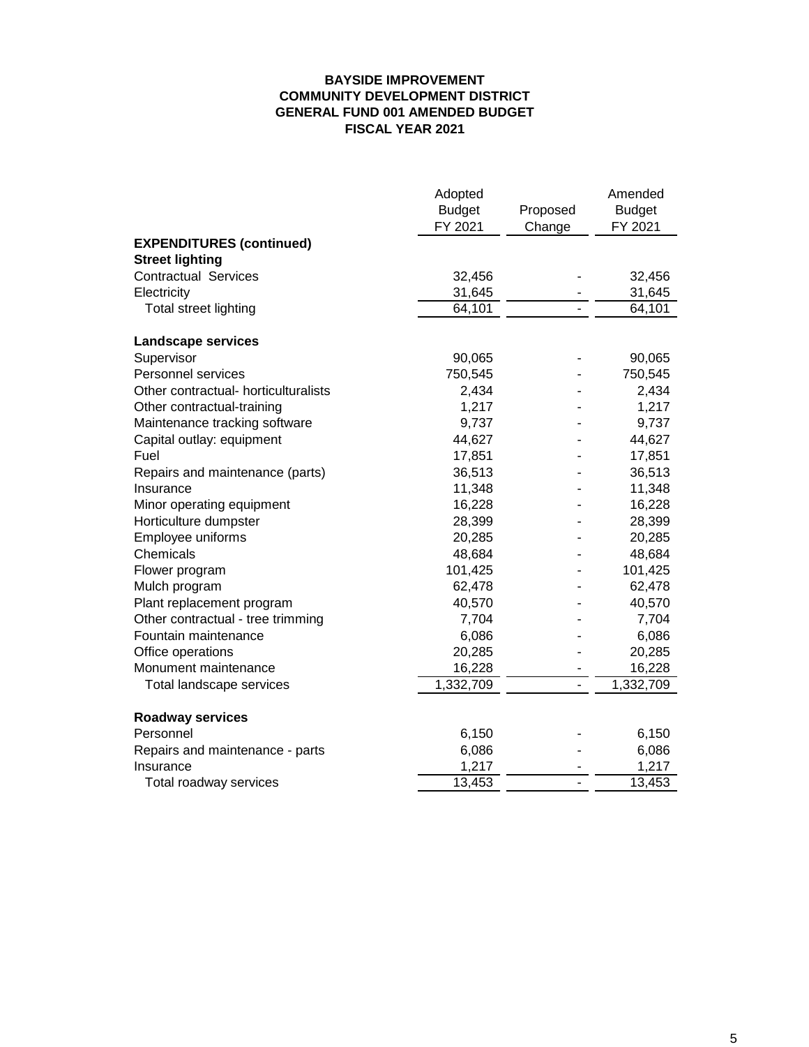**BAYSIDE IMPROVEMENT**
**COMMUNITY DEVELOPMENT DISTRICT**
**GENERAL FUND 001 AMENDED BUDGET**
**FISCAL YEAR 2021**

| | Adopted Budget FY 2021 | Proposed Change | Amended Budget FY 2021 |
|---|---|---|---|
| **EXPENDITURES (continued)** | | | |
| **Street lighting** | | | |
| Contractual Services | 32,456 | - | 32,456 |
| Electricity | 31,645 | - | 31,645 |
| Total street lighting | 64,101 | - | 64,101 |
| | | | |
| **Landscape services** | | | |
| Supervisor | 90,065 | - | 90,065 |
| Personnel services | 750,545 | - | 750,545 |
| Other contractual- horticulturalists | 2,434 | - | 2,434 |
| Other contractual-training | 1,217 | - | 1,217 |
| Maintenance tracking software | 9,737 | - | 9,737 |
| Capital outlay: equipment | 44,627 | - | 44,627 |
| Fuel | 17,851 | - | 17,851 |
| Repairs and maintenance (parts) | 36,513 | - | 36,513 |
| Insurance | 11,348 | - | 11,348 |
| Minor operating equipment | 16,228 | - | 16,228 |
| Horticulture dumpster | 28,399 | - | 28,399 |
| Employee uniforms | 20,285 | - | 20,285 |
| Chemicals | 48,684 | - | 48,684 |
| Flower program | 101,425 | - | 101,425 |
| Mulch program | 62,478 | - | 62,478 |
| Plant replacement program | 40,570 | - | 40,570 |
| Other contractual - tree trimming | 7,704 | - | 7,704 |
| Fountain maintenance | 6,086 | - | 6,086 |
| Office operations | 20,285 | - | 20,285 |
| Monument maintenance | 16,228 | - | 16,228 |
| Total landscape services | 1,332,709 | - | 1,332,709 |
| | | | |
| **Roadway services** | | | |
| Personnel | 6,150 | - | 6,150 |
| Repairs and maintenance - parts | 6,086 | - | 6,086 |
| Insurance | 1,217 | - | 1,217 |
| Total roadway services | 13,453 | - | 13,453 |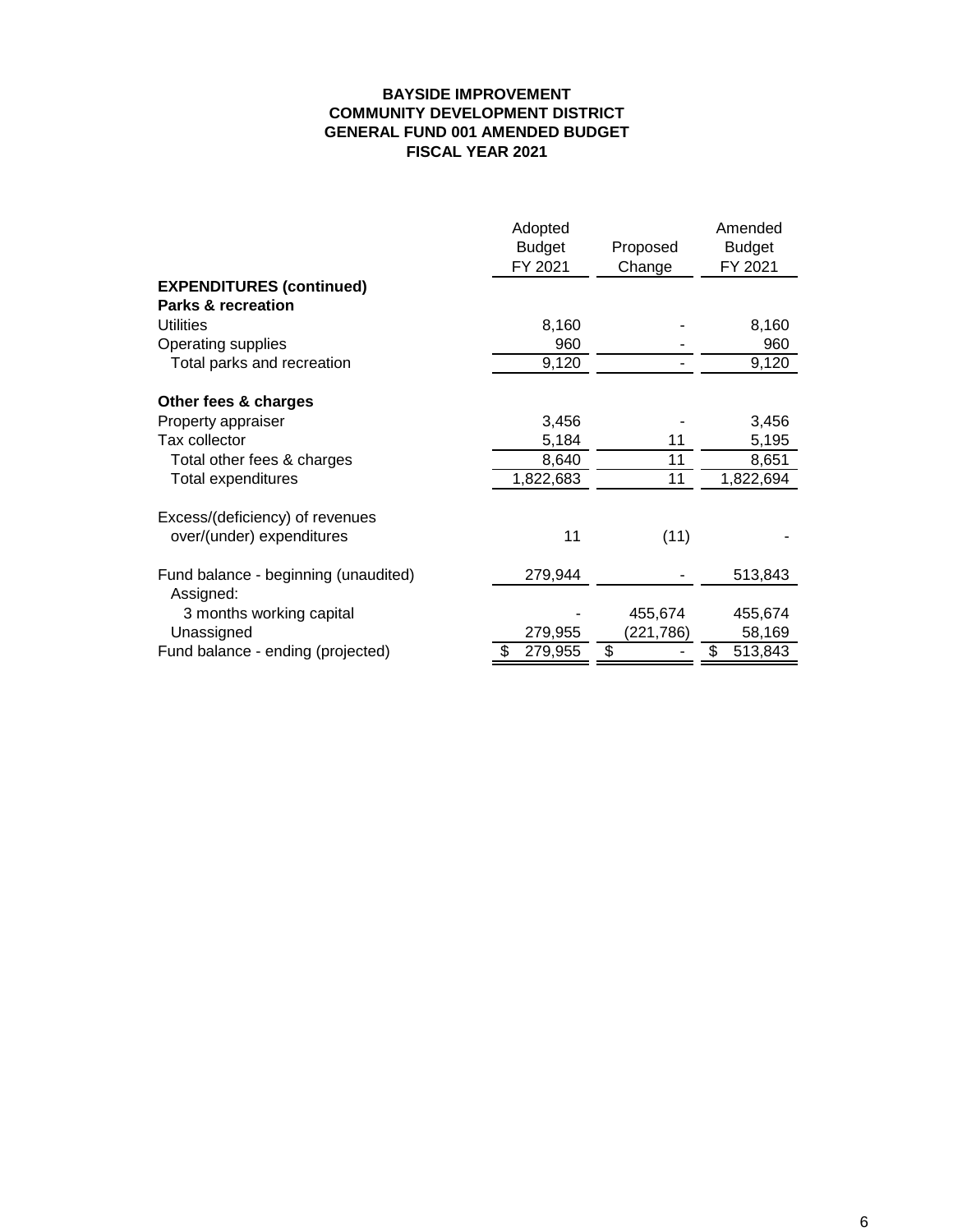**BAYSIDE IMPROVEMENT**
**COMMUNITY DEVELOPMENT DISTRICT**
**GENERAL FUND 001 AMENDED BUDGET**
**FISCAL YEAR 2021**

| | Adopted Budget FY 2021 | Proposed Change | Amended Budget FY 2021 |
|---|---|---|---|
| **EXPENDITURES (continued)** | | | |
| **Parks & recreation** | | | |
| Utilities | 8,160 | - | 8,160 |
| Operating supplies | 960 | - | 960 |
| Total parks and recreation | 9,120 | - | 9,120 |
| | | | |
| **Other fees & charges** | | | |
| Property appraiser | 3,456 | - | 3,456 |
| Tax collector | 5,184 | 11 | 5,195 |
| Total other fees & charges | 8,640 | 11 | 8,651 |
| Total expenditures | 1,822,683 | 11 | 1,822,694 |
| | | | |
| Excess/(deficiency) of revenues over/(under) expenditures | 11 | (11) | - |
| | | | |
| Fund balance - beginning (unaudited) | 279,944 | - | 513,843 |
| Assigned: | | | |
| 3 months working capital | - | 455,674 | 455,674 |
| Unassigned | 279,955 | (221,786) | 58,169 |
| Fund balance - ending (projected) | $ 279,955 | $ - | $ 513,843 |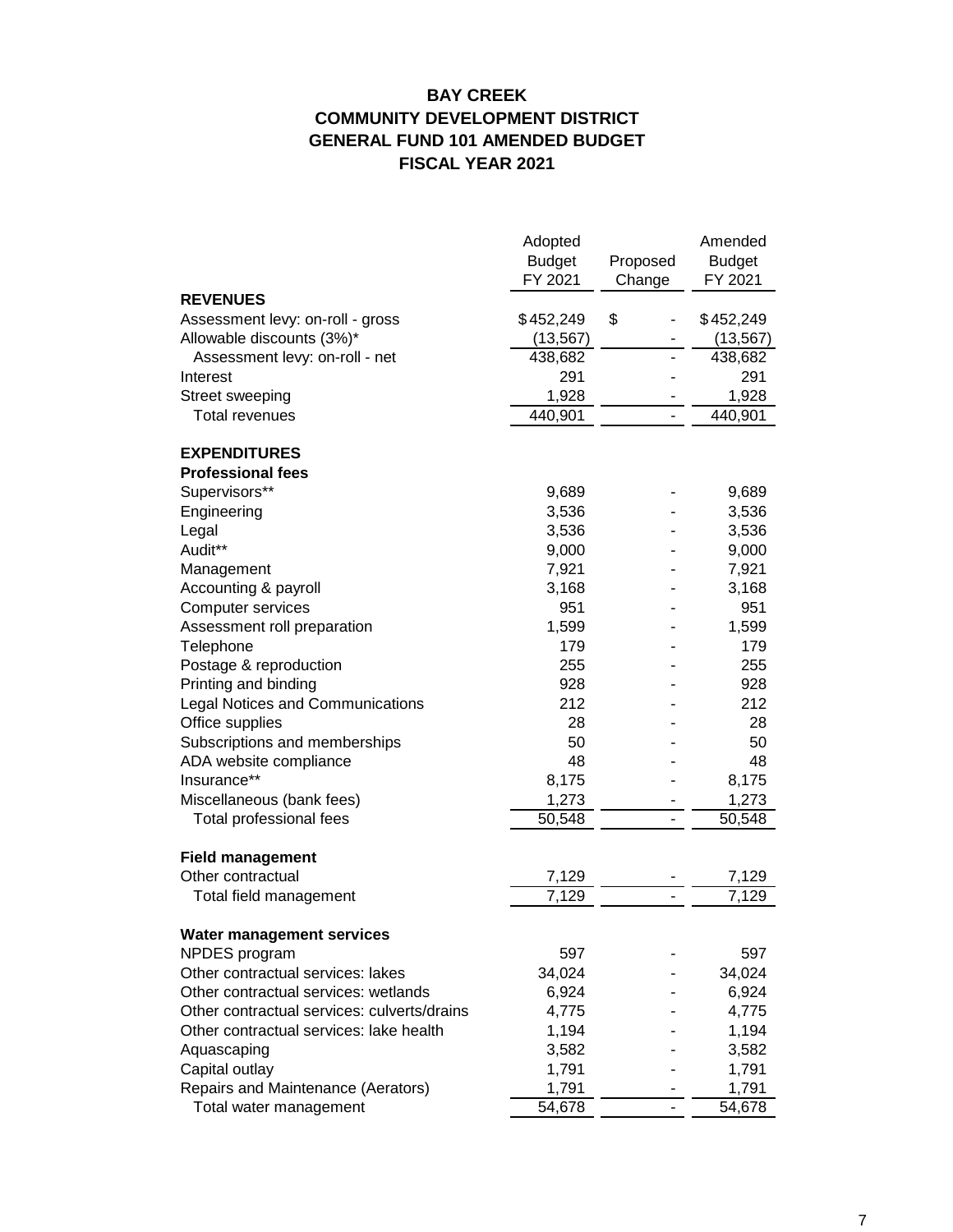# BAY CREEK
## COMMUNITY DEVELOPMENT DISTRICT
## GENERAL FUND 101 AMENDED BUDGET
## FISCAL YEAR 2021

| | Adopted Budget FY 2021 | Proposed Change | Amended Budget FY 2021 |
|---|---|---|---|
| **REVENUES** | | | |
| Assessment levy: on-roll - gross | $ 452,249 | $ - | $ 452,249 |
| Allowable discounts (3%)* | (13,567) | - | (13,567) |
| Assessment levy: on-roll - net | 438,682 | - | 438,682 |
| Interest | 291 | - | 291 |
| Street sweeping | 1,928 | - | 1,928 |
| Total revenues | 440,901 | - | 440,901 |
| | | | |
| **EXPENDITURES** | | | |
| **Professional fees** | | | |
| Supervisors** | 9,689 | - | 9,689 |
| Engineering | 3,536 | - | 3,536 |
| Legal | 3,536 | - | 3,536 |
| Audit** | 9,000 | - | 9,000 |
| Management | 7,921 | - | 7,921 |
| Accounting & payroll | 3,168 | - | 3,168 |
| Computer services | 951 | - | 951 |
| Assessment roll preparation | 1,599 | - | 1,599 |
| Telephone | 179 | - | 179 |
| Postage & reproduction | 255 | - | 255 |
| Printing and binding | 928 | - | 928 |
| Legal Notices and Communications | 212 | - | 212 |
| Office supplies | 28 | - | 28 |
| Subscriptions and memberships | 50 | - | 50 |
| ADA website compliance | 48 | - | 48 |
| Insurance** | 8,175 | - | 8,175 |
| Miscellaneous (bank fees) | 1,273 | - | 1,273 |
| Total professional fees | 50,548 | - | 50,548 |
| | | | |
| **Field management** | | | |
| Other contractual | 7,129 | - | 7,129 |
| Total field management | 7,129 | - | 7,129 |
| | | | |
| **Water management services** | | | |
| NPDES program | 597 | - | 597 |
| Other contractual services: lakes | 34,024 | - | 34,024 |
| Other contractual services: wetlands | 6,924 | - | 6,924 |
| Other contractual services: culverts/drains | 4,775 | - | 4,775 |
| Other contractual services: lake health | 1,194 | - | 1,194 |
| Aquascaping | 3,582 | - | 3,582 |
| Capital outlay | 1,791 | - | 1,791 |
| Repairs and Maintenance (Aerators) | 1,791 | - | 1,791 |
| Total water management | 54,678 | - | 54,678 |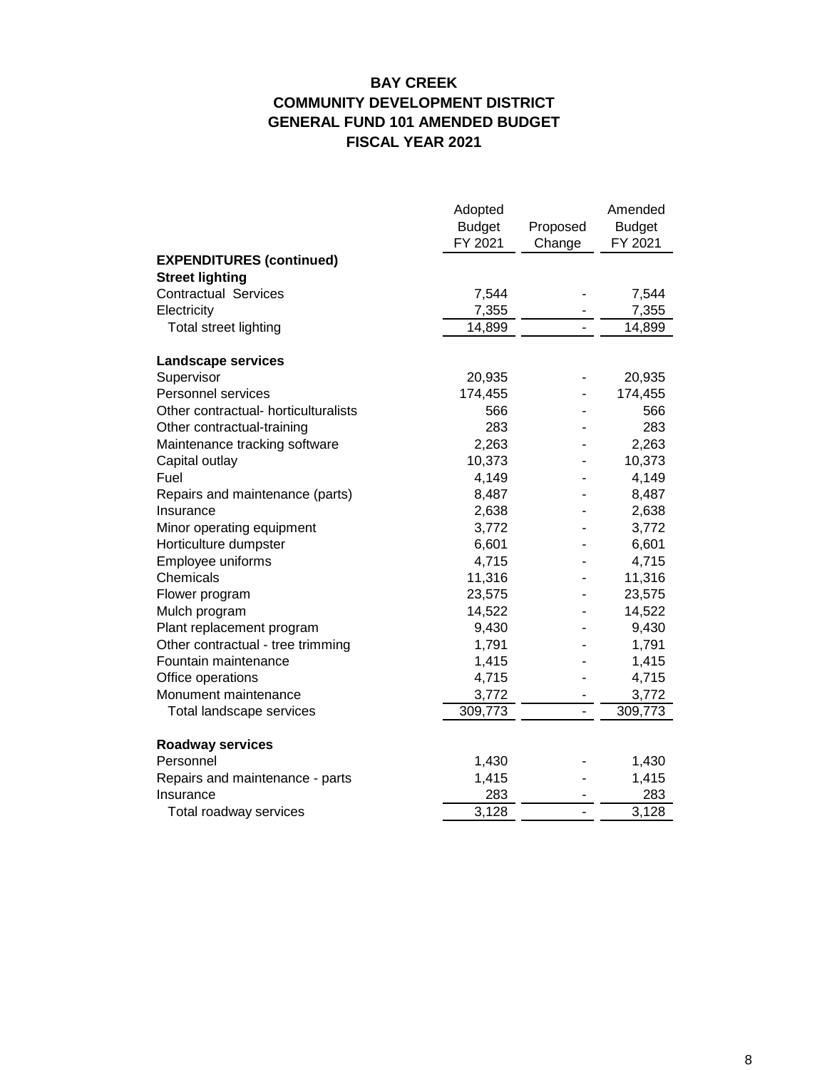# BAY CREEK
# COMMUNITY DEVELOPMENT DISTRICT
# GENERAL FUND 101 AMENDED BUDGET
# FISCAL YEAR 2021

| | Adopted Budget FY 2021 | Proposed Change | Amended Budget FY 2021 |
|---|---|---|---|
| **EXPENDITURES (continued)** | | | |
| **Street lighting** | | | |
| Contractual Services | 7,544 | - | 7,544 |
| Electricity | 7,355 | - | 7,355 |
| Total street lighting | 14,899 | - | 14,899 |
| | | | |
| **Landscape services** | | | |
| Supervisor | 20,935 | - | 20,935 |
| Personnel services | 174,455 | - | 174,455 |
| Other contractual- horticulturalists | 566 | - | 566 |
| Other contractual-training | 283 | - | 283 |
| Maintenance tracking software | 2,263 | - | 2,263 |
| Capital outlay | 10,373 | - | 10,373 |
| Fuel | 4,149 | - | 4,149 |
| Repairs and maintenance (parts) | 8,487 | - | 8,487 |
| Insurance | 2,638 | - | 2,638 |
| Minor operating equipment | 3,772 | - | 3,772 |
| Horticulture dumpster | 6,601 | - | 6,601 |
| Employee uniforms | 4,715 | - | 4,715 |
| Chemicals | 11,316 | - | 11,316 |
| Flower program | 23,575 | - | 23,575 |
| Mulch program | 14,522 | - | 14,522 |
| Plant replacement program | 9,430 | - | 9,430 |
| Other contractual - tree trimming | 1,791 | - | 1,791 |
| Fountain maintenance | 1,415 | - | 1,415 |
| Office operations | 4,715 | - | 4,715 |
| Monument maintenance | 3,772 | - | 3,772 |
| Total landscape services | 309,773 | - | 309,773 |
| | | | |
| **Roadway services** | | | |
| Personnel | 1,430 | - | 1,430 |
| Repairs and maintenance - parts | 1,415 | - | 1,415 |
| Insurance | 283 | - | 283 |
| Total roadway services | 3,128 | - | 3,128 |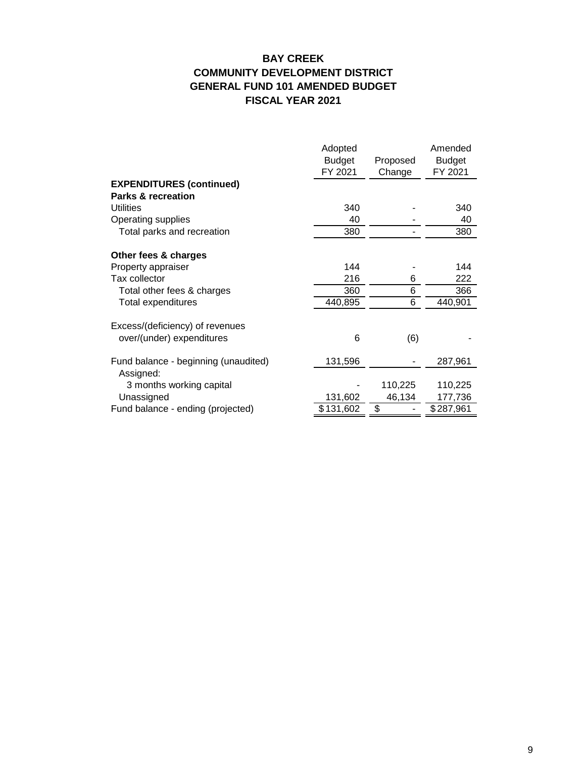# BAY CREEK
# COMMUNITY DEVELOPMENT DISTRICT
# GENERAL FUND 101 AMENDED BUDGET
# FISCAL YEAR 2021

| | Adopted Budget FY 2021 | Proposed Change | Amended Budget FY 2021 |
|---|---|---|---|
| **EXPENDITURES (continued)** | | | |
| **Parks & recreation** | | | |
| Utilities | 340 | - | 340 |
| Operating supplies | 40 | - | 40 |
| Total parks and recreation | 380 | - | 380 |
| | | | |
| **Other fees & charges** | | | |
| Property appraiser | 144 | - | 144 |
| Tax collector | 216 | 6 | 222 |
| Total other fees & charges | 360 | 6 | 366 |
| Total expenditures | 440,895 | 6 | 440,901 |
| | | | |
| Excess/(deficiency) of revenues over/(under) expenditures | 6 | (6) | - |
| | | | |
| Fund balance - beginning (unaudited) | 131,596 | - | 287,961 |
| Assigned: | | | |
| 3 months working capital | - | 110,225 | 110,225 |
| Unassigned | 131,602 | 46,134 | 177,736 |
| Fund balance - ending (projected) | $ 131,602 | $ - | $ 287,961 |